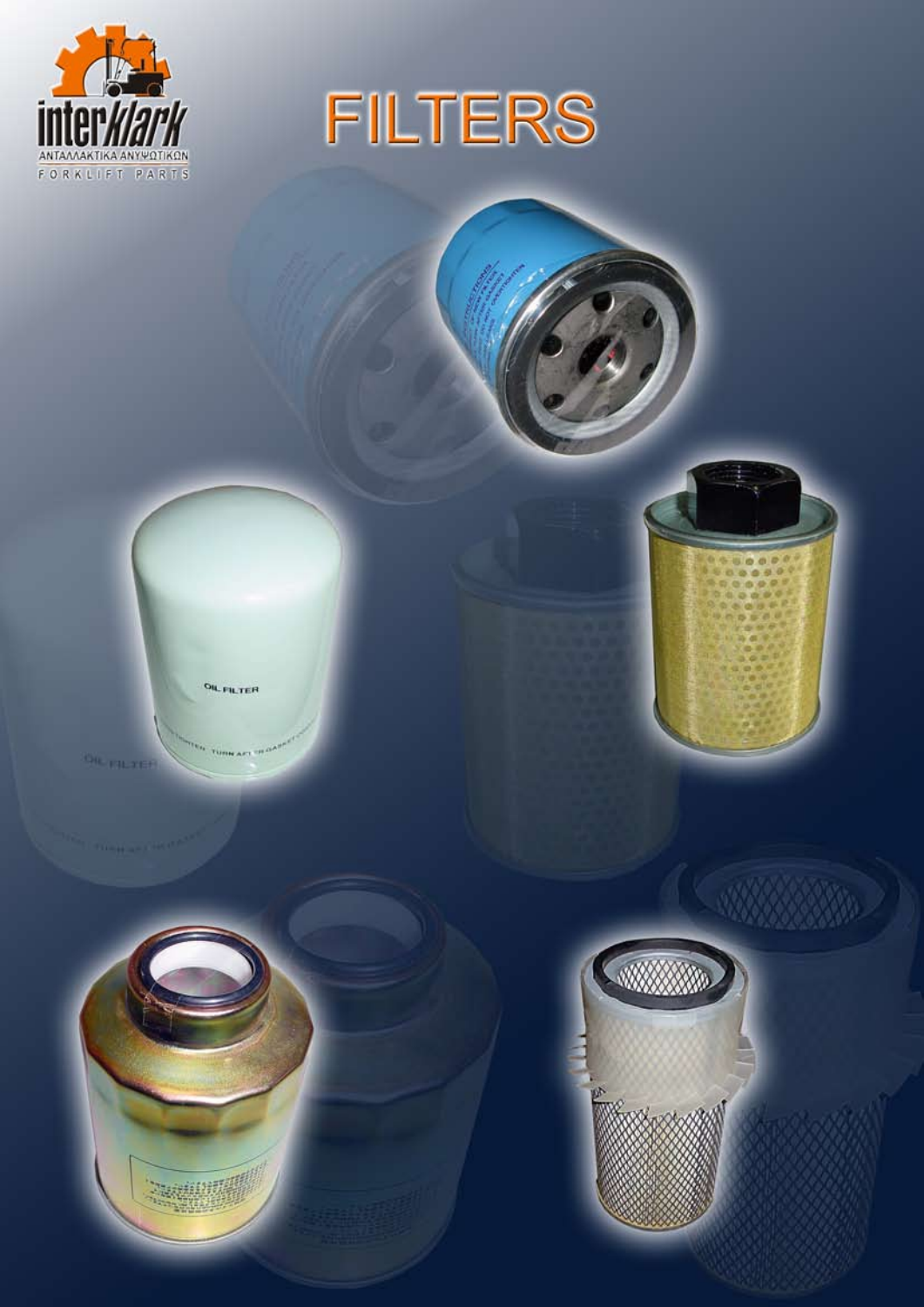interklark

ΑΝΤΑΛΛΑΚΤΙΚΑ ΑΝΥΨΩΤΙΚΩΝ

FORKLIFT PARTS

# FILTERS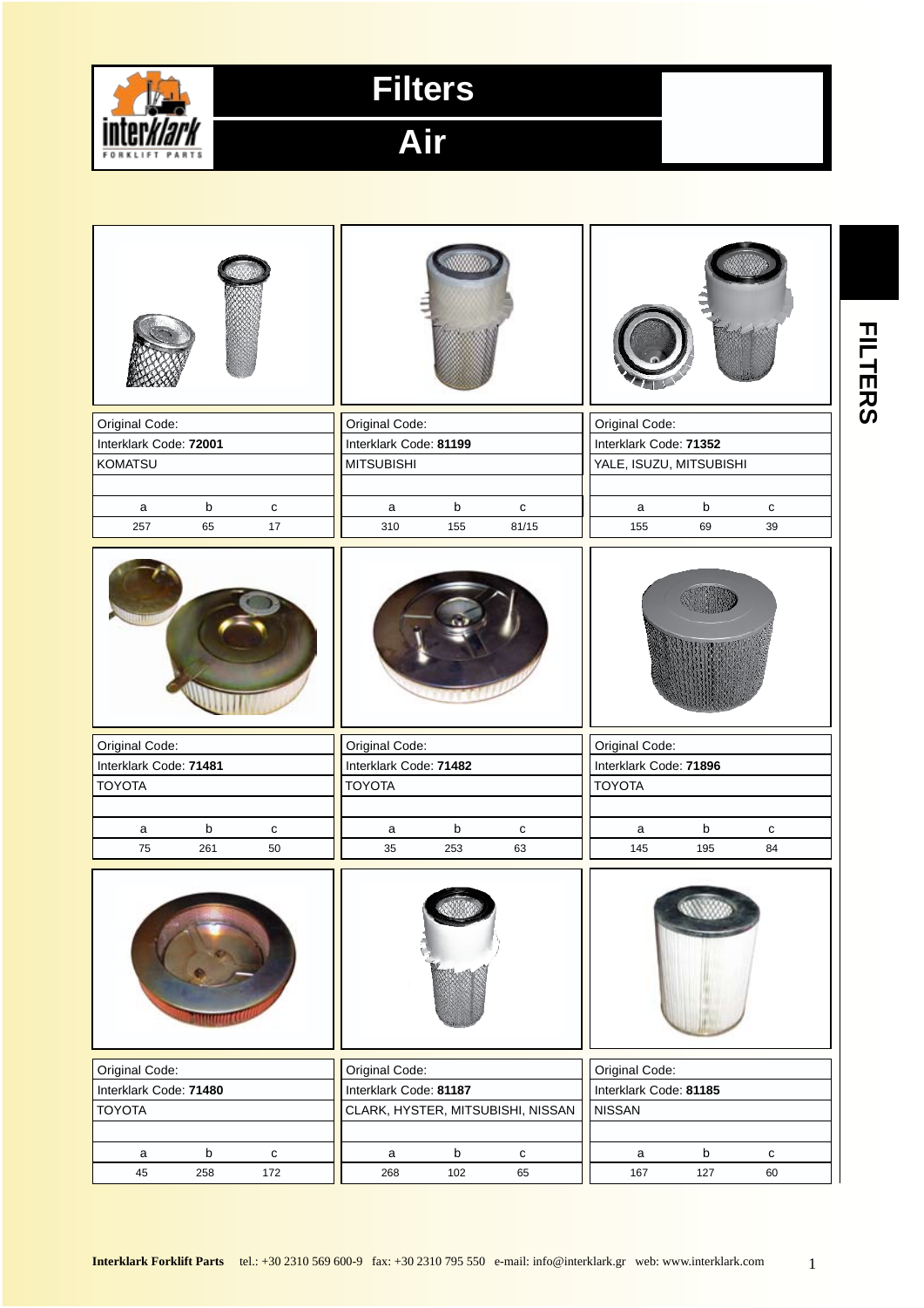# Filters

## Air

FILTERS

| Original Code: | | |
|---|---|---|
| Interklark Code: **72001** | | |
| KOMATSU | | |
| a | b | c |
| 257 | 65 | 17 |

| Original Code: | | |
|---|---|---|
| Interklark Code: **81199** | | |
| MITSUBISHI | | |
| a | b | c |
| 310 | 155 | 81/15 |

| Original Code: | | |
|---|---|---|
| Interklark Code: **71352** | | |
| YALE, ISUZU, MITSUBISHI | | |
| a | b | c |
| 155 | 69 | 39 |

| Original Code: | | |
|---|---|---|
| Interklark Code: **71481** | | |
| TOYOTA | | |
| a | b | c |
| 75 | 261 | 50 |

| Original Code: | | |
|---|---|---|
| Interklark Code: **71482** | | |
| TOYOTA | | |
| a | b | c |
| 35 | 253 | 63 |

| Original Code: | | |
|---|---|---|
| Interklark Code: **71896** | | |
| TOYOTA | | |
| a | b | c |
| 145 | 195 | 84 |

| Original Code: | | |
|---|---|---|
| Interklark Code: **71480** | | |
| TOYOTA | | |
| a | b | c |
| 45 | 258 | 172 |

| Original Code: | | |
|---|---|---|
| Interklark Code: **81187** | | |
| CLARK, HYSTER, MITSUBISHI, NISSAN | | |
| a | b | c |
| 268 | 102 | 65 |

| Original Code: | | |
|---|---|---|
| Interklark Code: **81185** | | |
| NISSAN | | |
| a | b | c |
| 167 | 127 | 60 |

**Interklark Forklift Parts** tel.: +30 2310 569 600-9 fax: +30 2310 795 550 e-mail: info@interklark.gr web: www.interklark.com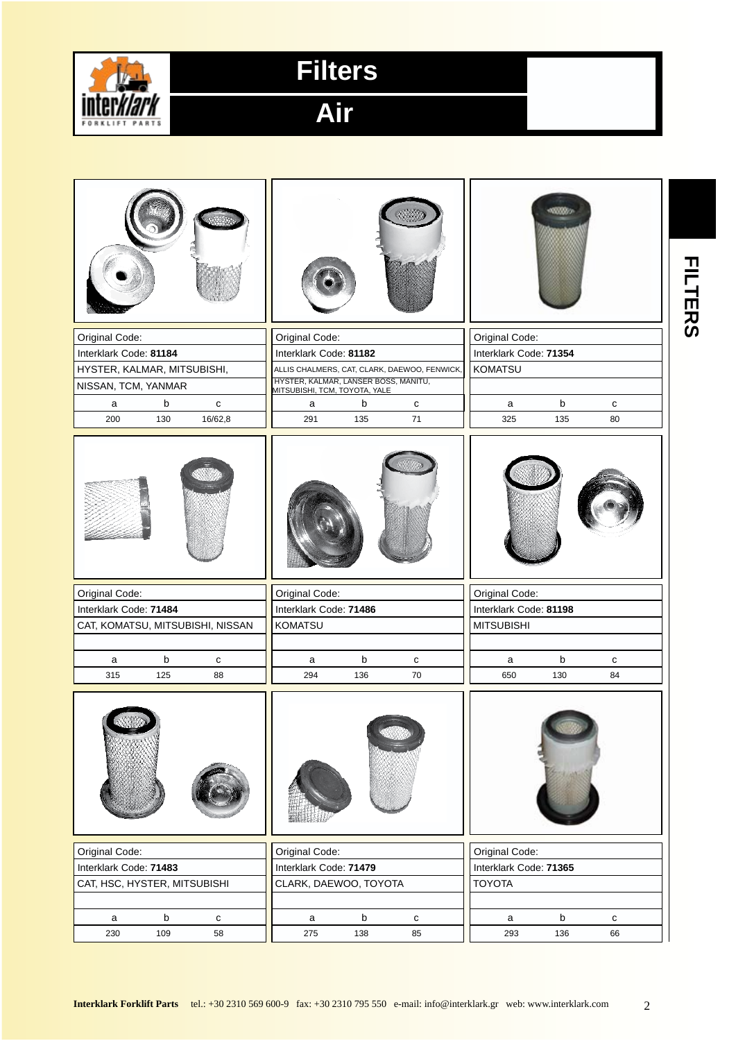# Filters

## Air

FILTERS

| Original Code: | | |
|---|---|---|
| Interklark Code: **81184** | | |
| HYSTER, KALMAR, MITSUBISHI, NISSAN, TCM, YANMAR | | |
| a | b | c |
| 200 | 130 | 16/62,8 |

| Original Code: | | |
|---|---|---|
| Interklark Code: **81182** | | |
| ALLIS CHALMERS, CAT, CLARK, DAEWOO, FENWICK, HYSTER, KALMAR, LANSER BOSS, MANITU, MITSUBISHI, TCM, TOYOTA, YALE | | |
| a | b | c |
| 291 | 135 | 71 |

| Original Code: | | |
|---|---|---|
| Interklark Code: **71354** | | |
| KOMATSU | | |
| a | b | c |
| 325 | 135 | 80 |

| Original Code: | | |
|---|---|---|
| Interklark Code: **71484** | | |
| CAT, KOMATSU, MITSUBISHI, NISSAN | | |
| a | b | c |
| 315 | 125 | 88 |

| Original Code: | | |
|---|---|---|
| Interklark Code: **71486** | | |
| KOMATSU | | |
| a | b | c |
| 294 | 136 | 70 |

| Original Code: | | |
|---|---|---|
| Interklark Code: **81198** | | |
| MITSUBISHI | | |
| a | b | c |
| 650 | 130 | 84 |

| Original Code: | | |
|---|---|---|
| Interklark Code: **71483** | | |
| CAT, HSC, HYSTER, MITSUBISHI | | |
| a | b | c |
| 230 | 109 | 58 |

| Original Code: | | |
|---|---|---|
| Interklark Code: **71479** | | |
| CLARK, DAEWOO, TOYOTA | | |
| a | b | c |
| 275 | 138 | 85 |

| Original Code: | | |
|---|---|---|
| Interklark Code: **71365** | | |
| TOYOTA | | |
| a | b | c |
| 293 | 136 | 66 |

**Interklark Forklift Parts** tel.: +30 2310 569 600-9 fax: +30 2310 795 550 e-mail: info@interklark.gr web: www.interklark.com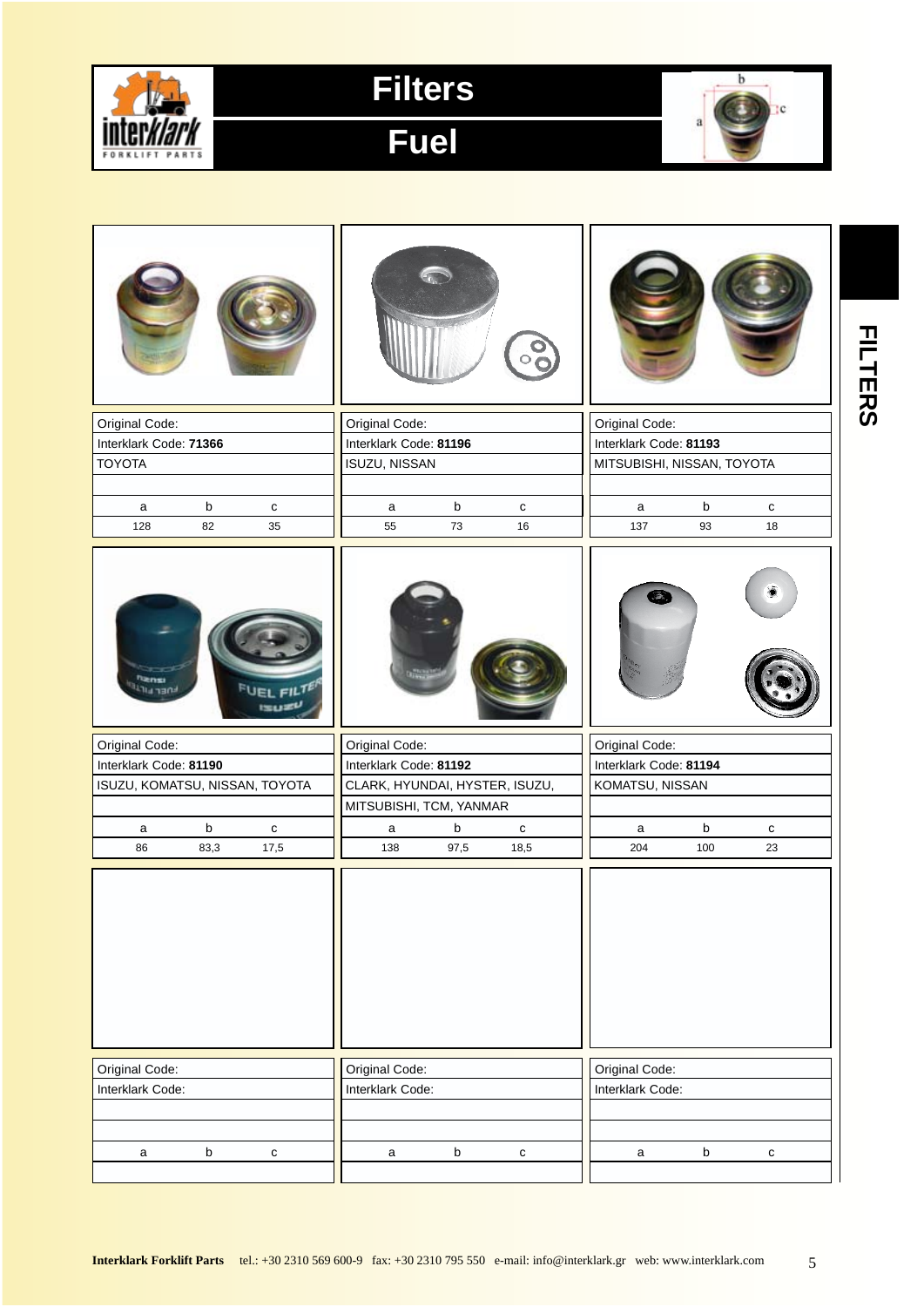# Filters

## Fuel

FILTERS

| Original Code: | | |
|---|---|---|
| Interklark Code: **71366** | | |
| TOYOTA | | |
| a | b | c |
| 128 | 82 | 35 |

| Original Code: | | |
|---|---|---|
| Interklark Code: **81196** | | |
| ISUZU, NISSAN | | |
| a | b | c |
| 55 | 73 | 16 |

| Original Code: | | |
|---|---|---|
| Interklark Code: **81193** | | |
| MITSUBISHI, NISSAN, TOYOTA | | |
| a | b | c |
| 137 | 93 | 18 |

| Original Code: | | |
|---|---|---|
| Interklark Code: **81190** | | |
| ISUZU, KOMATSU, NISSAN, TOYOTA | | |
| a | b | c |
| 86 | 83,3 | 17,5 |

| Original Code: | | |
|---|---|---|
| Interklark Code: **81192** | | |
| CLARK, HYUNDAI, HYSTER, ISUZU, MITSUBISHI, TCM, YANMAR | | |
| a | b | c |
| 138 | 97,5 | 18,5 |

| Original Code: | | |
|---|---|---|
| Interklark Code: **81194** | | |
| KOMATSU, NISSAN | | |
| a | b | c |
| 204 | 100 | 23 |

| Original Code: | | |
|---|---|---|
| Interklark Code: | | |
| a | b | c |

| Original Code: | | |
|---|---|---|
| Interklark Code: | | |
| a | b | c |

| Original Code: | | |
|---|---|---|
| Interklark Code: | | |
| a | b | c |

**Interklark Forklift Parts** tel.: +30 2310 569 600-9 fax: +30 2310 795 550 e-mail: info@interklark.gr web: www.interklark.com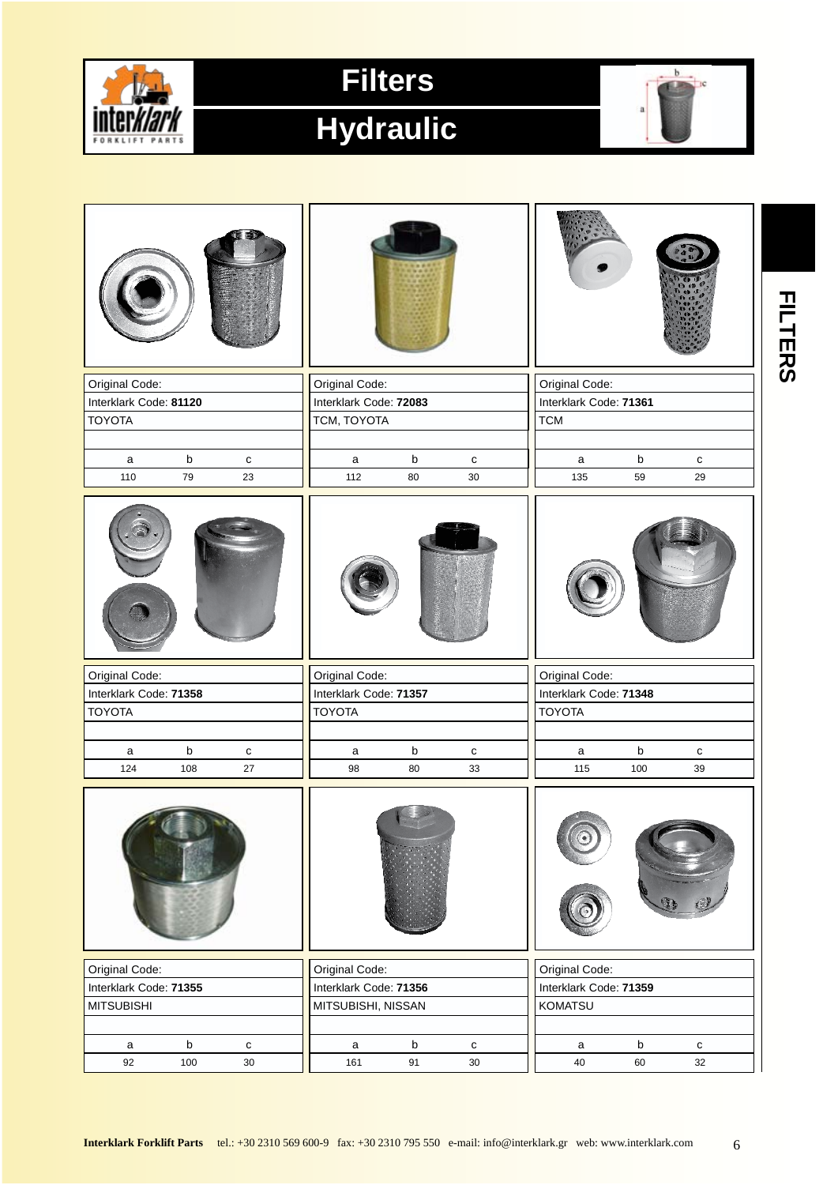# Filters

## Hydraulic

FILTERS

| Original Code: | | |
|---|---|---|
| Interklark Code: **81120** | | |
| TOYOTA | | |
| | | |
| a | b | c |
| 110 | 79 | 23 |

| Original Code: | | |
|---|---|---|
| Interklark Code: **72083** | | |
| TCM, TOYOTA | | |
| | | |
| a | b | c |
| 112 | 80 | 30 |

| Original Code: | | |
|---|---|---|
| Interklark Code: **71361** | | |
| TCM | | |
| | | |
| a | b | c |
| 135 | 59 | 29 |

| Original Code: | | |
|---|---|---|
| Interklark Code: **71358** | | |
| TOYOTA | | |
| | | |
| a | b | c |
| 124 | 108 | 27 |

| Original Code: | | |
|---|---|---|
| Interklark Code: **71357** | | |
| TOYOTA | | |
| | | |
| a | b | c |
| 98 | 80 | 33 |

| Original Code: | | |
|---|---|---|
| Interklark Code: **71348** | | |
| TOYOTA | | |
| | | |
| a | b | c |
| 115 | 100 | 39 |

| Original Code: | | |
|---|---|---|
| Interklark Code: **71355** | | |
| MITSUBISHI | | |
| | | |
| a | b | c |
| 92 | 100 | 30 |

| Original Code: | | |
|---|---|---|
| Interklark Code: **71356** | | |
| MITSUBISHI, NISSAN | | |
| | | |
| a | b | c |
| 161 | 91 | 30 |

| Original Code: | | |
|---|---|---|
| Interklark Code: **71359** | | |
| KOMATSU | | |
| | | |
| a | b | c |
| 40 | 60 | 32 |

**Interklark Forklift Parts** tel.: +30 2310 569 600-9 fax: +30 2310 795 550 e-mail: info@interklark.gr web: www.interklark.com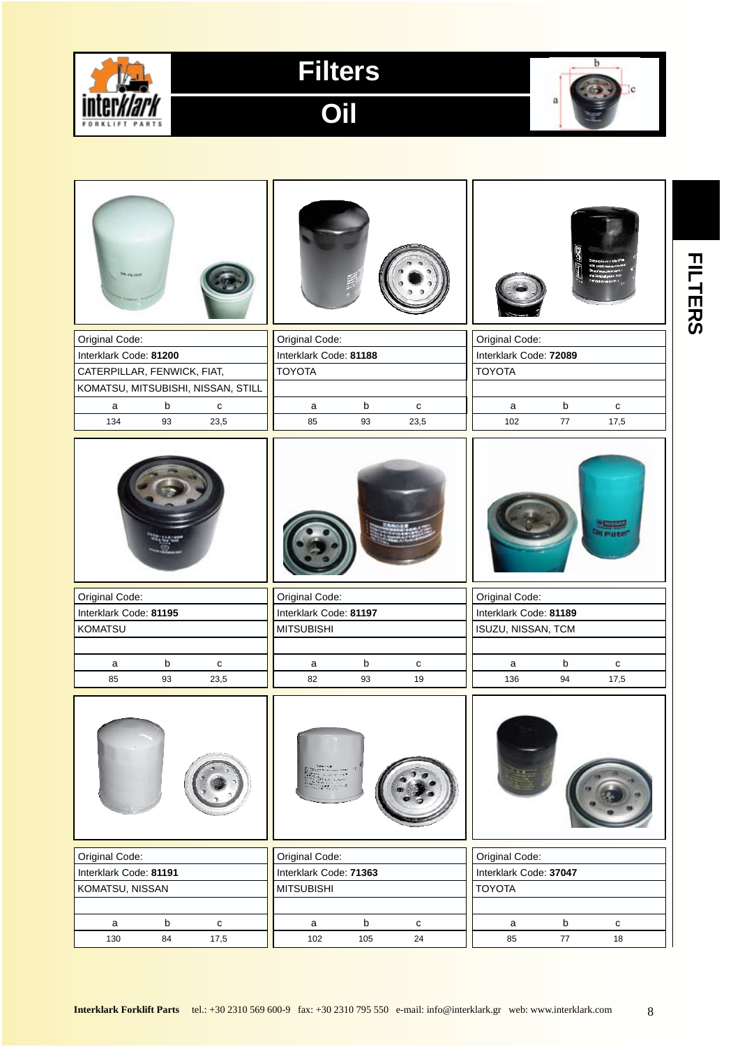# Filters

## Oil

FILTERS

| Original Code: | | |
|---|---|---|
| Interklark Code: **81200** | | |
| CATERPILLAR, FENWICK, FIAT, KOMATSU, MITSUBISHI, NISSAN, STILL | | |
| a | b | c |
| 134 | 93 | 23,5 |

| Original Code: | | |
|---|---|---|
| Interklark Code: **81188** | | |
| TOYOTA | | |
| a | b | c |
| 85 | 93 | 23,5 |

| Original Code: | | |
|---|---|---|
| Interklark Code: **72089** | | |
| TOYOTA | | |
| a | b | c |
| 102 | 77 | 17,5 |

| Original Code: | | |
|---|---|---|
| Interklark Code: **81195** | | |
| KOMATSU | | |
| a | b | c |
| 85 | 93 | 23,5 |

| Original Code: | | |
|---|---|---|
| Interklark Code: **81197** | | |
| MITSUBISHI | | |
| a | b | c |
| 82 | 93 | 19 |

| Original Code: | | |
|---|---|---|
| Interklark Code: **81189** | | |
| ISUZU, NISSAN, TCM | | |
| a | b | c |
| 136 | 94 | 17,5 |

| Original Code: | | |
|---|---|---|
| Interklark Code: **81191** | | |
| KOMATSU, NISSAN | | |
| a | b | c |
| 130 | 84 | 17,5 |

| Original Code: | | |
|---|---|---|
| Interklark Code: **71363** | | |
| MITSUBISHI | | |
| a | b | c |
| 102 | 105 | 24 |

| Original Code: | | |
|---|---|---|
| Interklark Code: **37047** | | |
| TOYOTA | | |
| a | b | c |
| 85 | 77 | 18 |

**Interklark Forklift Parts** tel.: +30 2310 569 600-9 fax: +30 2310 795 550 e-mail: info@interklark.gr web: www.interklark.com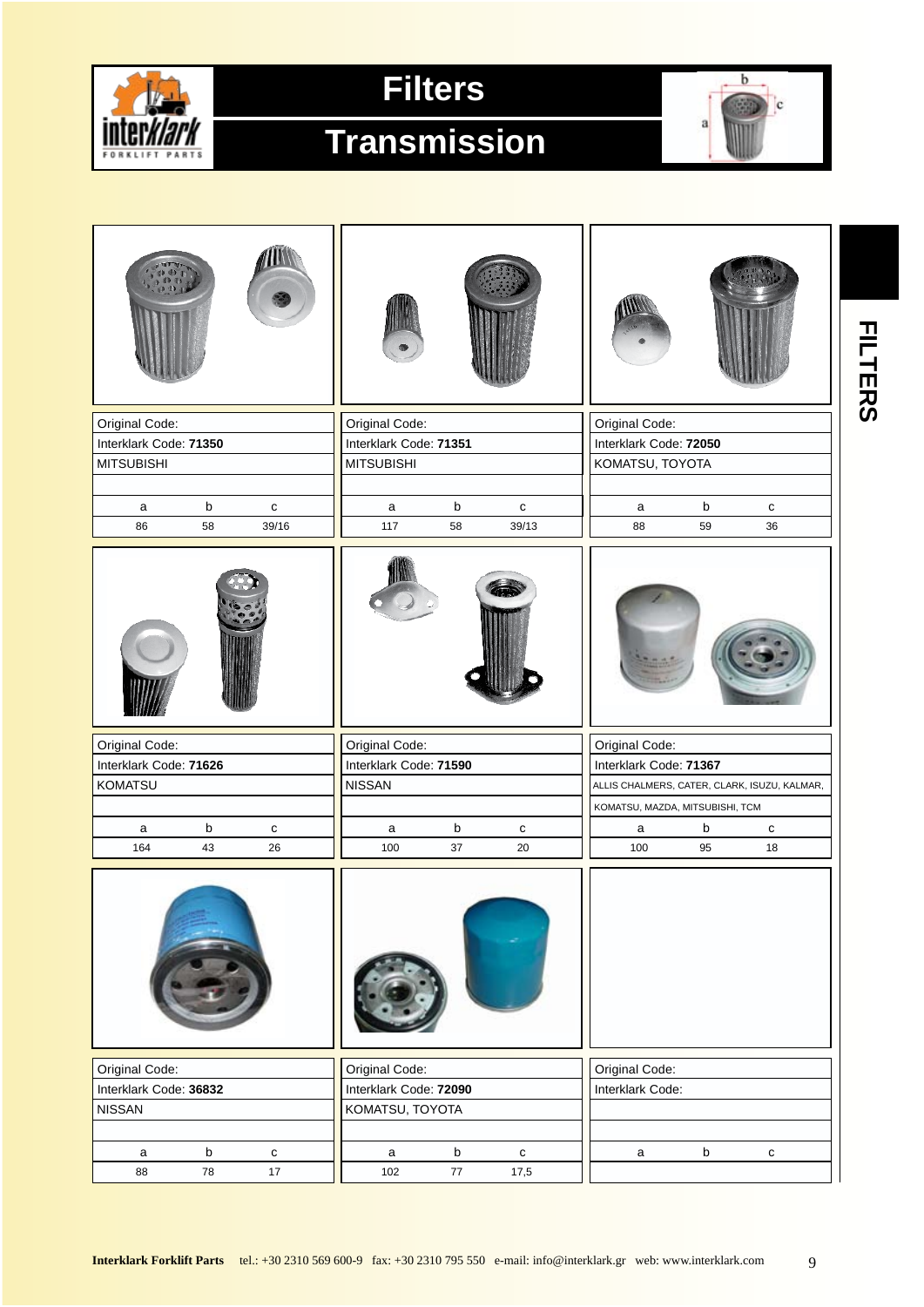# Filters

# Transmission

FILTERS

| | | |
|---|---|---|
| Original Code: | Original Code: | Original Code: |
| Interklark Code: **71350** | Interklark Code: **71351** | Interklark Code: **72050** |
| MITSUBISHI | MITSUBISHI | KOMATSU, TOYOTA |

| a | b | c | a | b | c | a | b | c |
|---|---|---|---|---|---|---|---|---|
| 86 | 58 | 39/16 | 117 | 58 | 39/13 | 88 | 59 | 36 |

| | | |
|---|---|---|
| Original Code: | Original Code: | Original Code: |
| Interklark Code: **71626** | Interklark Code: **71590** | Interklark Code: **71367** |
| KOMATSU | NISSAN | ALLIS CHALMERS, CATER, CLARK, ISUZU, KALMAR, KOMATSU, MAZDA, MITSUBISHI, TCM |

| a | b | c | a | b | c | a | b | c |
|---|---|---|---|---|---|---|---|---|
| 164 | 43 | 26 | 100 | 37 | 20 | 100 | 95 | 18 |

| | | |
|---|---|---|
| Original Code: | Original Code: | Original Code: |
| Interklark Code: **36832** | Interklark Code: **72090** | Interklark Code: |
| NISSAN | KOMATSU, TOYOTA | |

| a | b | c | a | b | c | a | b | c |
|---|---|---|---|---|---|---|---|---|
| 88 | 78 | 17 | 102 | 77 | 17,5 | | | |

**Interklark Forklift Parts** tel.: +30 2310 569 600-9 fax: +30 2310 795 550 e-mail: info@interklark.gr web: www.interklark.com